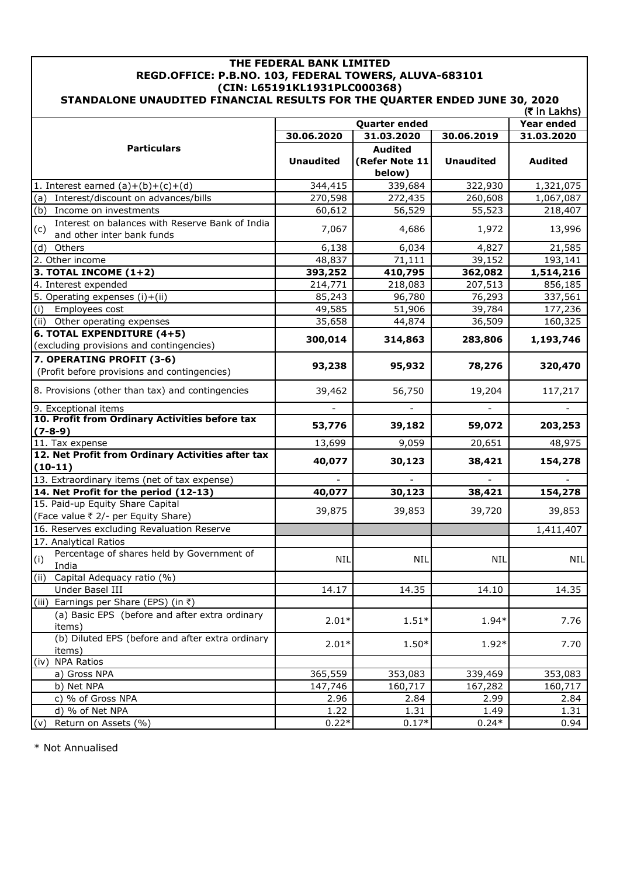# THE FEDERAL BANK LIMITED

## REGD.OFFICE: P.B.NO. 103, FEDERAL TOWERS, ALUVA-683101

## (CIN: L65191KL1931PLC000368)

## STANDALONE UNAUDITED FINANCIAL RESULTS FOR THE QUARTER ENDED JUNE 30, 2020

(₹ in Lakhs)

| Particulars | Quarter ended | | | Year ended |
|---|---|---|---|---|
| | 30.06.2020 | 31.03.2020 | 30.06.2019 | 31.03.2020 |
| | Unaudited | Audited (Refer Note 11 below) | Unaudited | Audited |
| 1. Interest earned (a)+(b)+(c)+(d) | 344,415 | 339,684 | 322,930 | 1,321,075 |
| (a) Interest/discount on advances/bills | 270,598 | 272,435 | 260,608 | 1,067,087 |
| (b) Income on investments | 60,612 | 56,529 | 55,523 | 218,407 |
| (c) Interest on balances with Reserve Bank of India and other inter bank funds | 7,067 | 4,686 | 1,972 | 13,996 |
| (d) Others | 6,138 | 6,034 | 4,827 | 21,585 |
| 2. Other income | 48,837 | 71,111 | 39,152 | 193,141 |
| **3. TOTAL INCOME (1+2)** | **393,252** | **410,795** | **362,082** | **1,514,216** |
| 4. Interest expended | 214,771 | 218,083 | 207,513 | 856,185 |
| 5. Operating expenses (i)+(ii) | 85,243 | 96,780 | 76,293 | 337,561 |
| (i) Employees cost | 49,585 | 51,906 | 39,784 | 177,236 |
| (ii) Other operating expenses | 35,658 | 44,874 | 36,509 | 160,325 |
| **6. TOTAL EXPENDITURE (4+5)** (excluding provisions and contingencies) | **300,014** | **314,863** | **283,806** | **1,193,746** |
| **7. OPERATING PROFIT (3-6)** (Profit before provisions and contingencies) | **93,238** | **95,932** | **78,276** | **320,470** |
| 8. Provisions (other than tax) and contingencies | 39,462 | 56,750 | 19,204 | 117,217 |
| 9. Exceptional items | - | - | - | - |
| **10. Profit from Ordinary Activities before tax (7-8-9)** | **53,776** | **39,182** | **59,072** | **203,253** |
| 11. Tax expense | 13,699 | 9,059 | 20,651 | 48,975 |
| **12. Net Profit from Ordinary Activities after tax (10-11)** | **40,077** | **30,123** | **38,421** | **154,278** |
| 13. Extraordinary items (net of tax expense) | - | - | - | - |
| **14. Net Profit for the period (12-13)** | **40,077** | **30,123** | **38,421** | **154,278** |
| 15. Paid-up Equity Share Capital (Face value ₹ 2/- per Equity Share) | 39,875 | 39,853 | 39,720 | 39,853 |
| 16. Reserves excluding Revaluation Reserve | | | | 1,411,407 |
| 17. Analytical Ratios | | | | |
| (i) Percentage of shares held by Government of India | NIL | NIL | NIL | NIL |
| (ii) Capital Adequacy ratio (%) | | | | |
| Under Basel III | 14.17 | 14.35 | 14.10 | 14.35 |
| (iii) Earnings per Share (EPS) (in ₹) | | | | |
| (a) Basic EPS (before and after extra ordinary items) | 2.01* | 1.51* | 1.94* | 7.76 |
| (b) Diluted EPS (before and after extra ordinary items) | 2.01* | 1.50* | 1.92* | 7.70 |
| (iv) NPA Ratios | | | | |
| a) Gross NPA | 365,559 | 353,083 | 339,469 | 353,083 |
| b) Net NPA | 147,746 | 160,717 | 167,282 | 160,717 |
| c) % of Gross NPA | 2.96 | 2.84 | 2.99 | 2.84 |
| d) % of Net NPA | 1.22 | 1.31 | 1.49 | 1.31 |
| (v) Return on Assets (%) | 0.22* | 0.17* | 0.24* | 0.94 |

* Not Annualised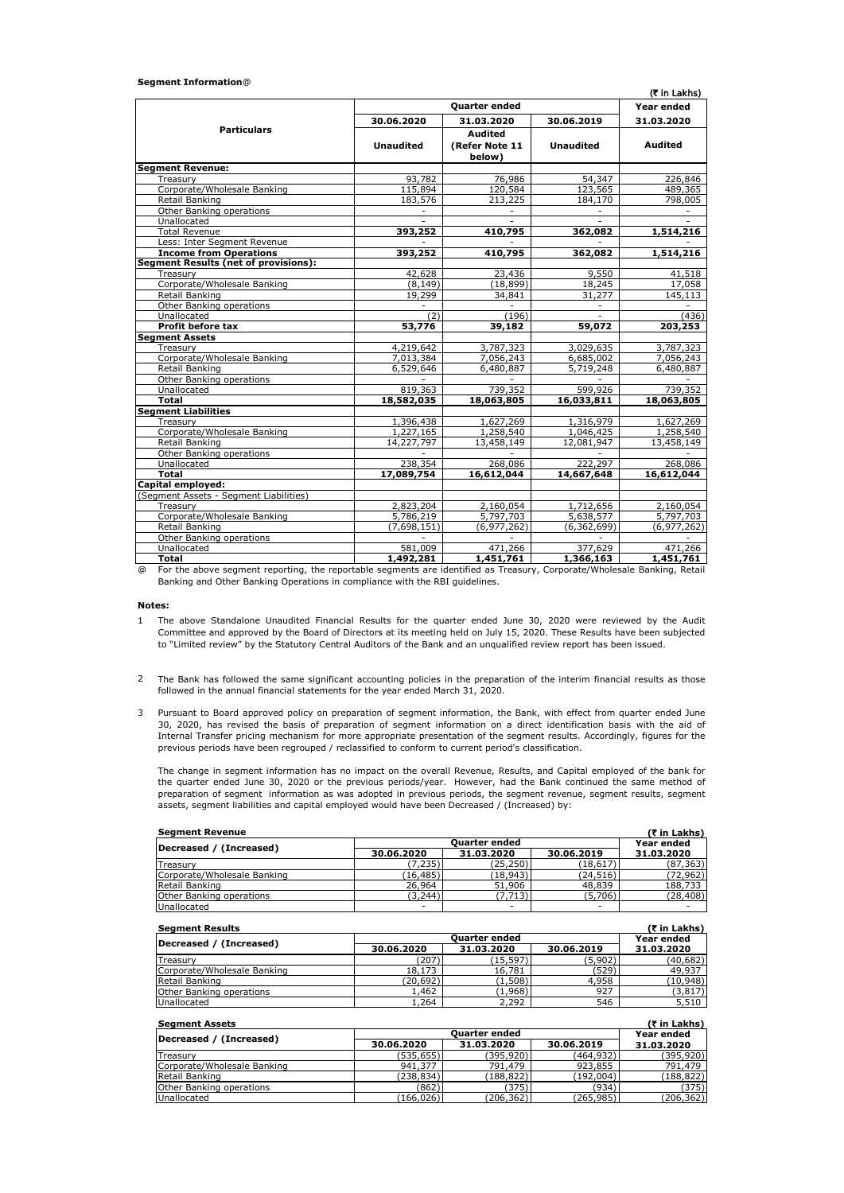**Segment Information@**

(₹ in Lakhs)

| Particulars | Quarter ended | | | Year ended |
|---|---|---|---|---|
| | 30.06.2020 | 31.03.2020 | 30.06.2019 | 31.03.2020 |
| | Unaudited | Audited (Refer Note 11 below) | Unaudited | Audited |
| **Segment Revenue:** | | | | |
| Treasury | 93,782 | 76,986 | 54,347 | 226,846 |
| Corporate/Wholesale Banking | 115,894 | 120,584 | 123,565 | 489,365 |
| Retail Banking | 183,576 | 213,225 | 184,170 | 798,005 |
| Other Banking operations | - | - | - | - |
| Unallocated | - | - | - | - |
| Total Revenue | **393,252** | **410,795** | **362,082** | **1,514,216** |
| Less: Inter Segment Revenue | - | - | - | - |
| **Income from Operations** | **393,252** | **410,795** | **362,082** | **1,514,216** |
| **Segment Results (net of provisions):** | | | | |
| Treasury | 42,628 | 23,436 | 9,550 | 41,518 |
| Corporate/Wholesale Banking | (8,149) | (18,899) | 18,245 | 17,058 |
| Retail Banking | 19,299 | 34,841 | 31,277 | 145,113 |
| Other Banking operations | - | - | - | - |
| Unallocated | (2) | (196) | - | (436) |
| **Profit before tax** | **53,776** | **39,182** | **59,072** | **203,253** |
| **Segment Assets** | | | | |
| Treasury | 4,219,642 | 3,787,323 | 3,029,635 | 3,787,323 |
| Corporate/Wholesale Banking | 7,013,384 | 7,056,243 | 6,685,002 | 7,056,243 |
| Retail Banking | 6,529,646 | 6,480,887 | 5,719,248 | 6,480,887 |
| Other Banking operations | - | - | - | - |
| Unallocated | 819,363 | 739,352 | 599,926 | 739,352 |
| **Total** | **18,582,035** | **18,063,805** | **16,033,811** | **18,063,805** |
| **Segment Liabilities** | | | | |
| Treasury | 1,396,438 | 1,627,269 | 1,316,979 | 1,627,269 |
| Corporate/Wholesale Banking | 1,227,165 | 1,258,540 | 1,046,425 | 1,258,540 |
| Retail Banking | 14,227,797 | 13,458,149 | 12,081,947 | 13,458,149 |
| Other Banking operations | - | - | - | - |
| Unallocated | 238,354 | 268,086 | 222,297 | 268,086 |
| **Total** | **17,089,754** | **16,612,044** | **14,667,648** | **16,612,044** |
| **Capital employed:** | | | | |
| (Segment Assets - Segment Liabilities) | | | | |
| Treasury | 2,823,204 | 2,160,054 | 1,712,656 | 2,160,054 |
| Corporate/Wholesale Banking | 5,786,219 | 5,797,703 | 5,638,577 | 5,797,703 |
| Retail Banking | (7,698,151) | (6,977,262) | (6,362,699) | (6,977,262) |
| Other Banking operations | - | - | - | - |
| Unallocated | 581,009 | 471,266 | 377,629 | 471,266 |
| **Total** | **1,492,281** | **1,451,761** | **1,366,163** | **1,451,761** |

@ For the above segment reporting, the reportable segments are identified as Treasury, Corporate/Wholesale Banking, Retail Banking and Other Banking Operations in compliance with the RBI guidelines.

**Notes:**

1 The above Standalone Unaudited Financial Results for the quarter ended June 30, 2020 were reviewed by the Audit Committee and approved by the Board of Directors at its meeting held on July 15, 2020. These Results have been subjected to "Limited review" by the Statutory Central Auditors of the Bank and an unqualified review report has been issued.

2 The Bank has followed the same significant accounting policies in the preparation of the interim financial results as those followed in the annual financial statements for the year ended March 31, 2020.

3 Pursuant to Board approved policy on preparation of segment information, the Bank, with effect from quarter ended June 30, 2020, has revised the basis of preparation of segment information on a direct identification basis with the aid of Internal Transfer pricing mechanism for more appropriate presentation of the segment results. Accordingly, figures for the previous periods have been regrouped / reclassified to conform to current period's classification.

The change in segment information has no impact on the overall Revenue, Results, and Capital employed of the bank for the quarter ended June 30, 2020 or the previous periods/year. However, had the Bank continued the same method of preparation of segment information as was adopted in previous periods, the segment revenue, segment results, segment assets, segment liabilities and capital employed would have been Decreased / (Increased) by:

**Segment Revenue** (₹ in Lakhs)

| Decreased / (Increased) | Quarter ended | | | Year ended |
|---|---|---|---|---|
| | 30.06.2020 | 31.03.2020 | 30.06.2019 | 31.03.2020 |
| Treasury | (7,235) | (25,250) | (18,617) | (87,363) |
| Corporate/Wholesale Banking | (16,485) | (18,943) | (24,516) | (72,962) |
| Retail Banking | 26,964 | 51,906 | 48,839 | 188,733 |
| Other Banking operations | (3,244) | (7,713) | (5,706) | (28,408) |
| Unallocated | - | - | - | - |

**Segment Results** (₹ in Lakhs)

| Decreased / (Increased) | Quarter ended | | | Year ended |
|---|---|---|---|---|
| | 30.06.2020 | 31.03.2020 | 30.06.2019 | 31.03.2020 |
| Treasury | (207) | (15,597) | (5,902) | (40,682) |
| Corporate/Wholesale Banking | 18,173 | 16,781 | (529) | 49,937 |
| Retail Banking | (20,692) | (1,508) | 4,958 | (10,948) |
| Other Banking operations | 1,462 | (1,968) | 927 | (3,817) |
| Unallocated | 1,264 | 2,292 | 546 | 5,510 |

**Segment Assets** (₹ in Lakhs)

| Decreased / (Increased) | Quarter ended | | | Year ended |
|---|---|---|---|---|
| | 30.06.2020 | 31.03.2020 | 30.06.2019 | 31.03.2020 |
| Treasury | (535,655) | (395,920) | (464,932) | (395,920) |
| Corporate/Wholesale Banking | 941,377 | 791,479 | 923,855 | 791,479 |
| Retail Banking | (238,834) | (188,822) | (192,004) | (188,822) |
| Other Banking operations | (862) | (375) | (934) | (375) |
| Unallocated | (166,026) | (206,362) | (265,985) | (206,362) |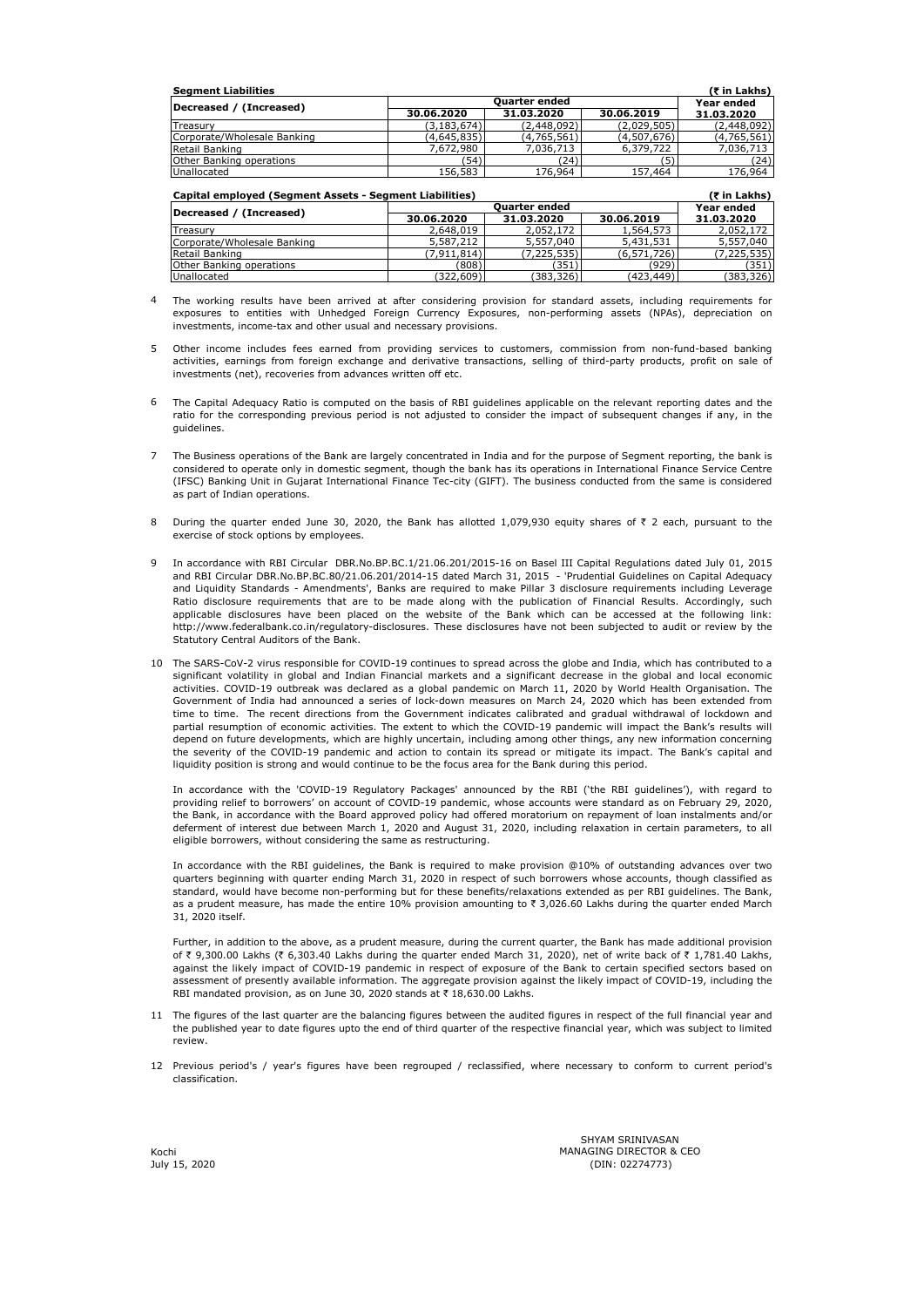**Segment Liabilities** (₹ in Lakhs)

| Decreased / (Increased) | Quarter ended | | | Year ended |
|---|---|---|---|---|
| | 30.06.2020 | 31.03.2020 | 30.06.2019 | 31.03.2020 |
| Treasury | (3,183,674) | (2,448,092) | (2,029,505) | (2,448,092) |
| Corporate/Wholesale Banking | (4,645,835) | (4,765,561) | (4,507,676) | (4,765,561) |
| Retail Banking | 7,672,980 | 7,036,713 | 6,379,722 | 7,036,713 |
| Other Banking operations | (54) | (24) | (5) | (24) |
| Unallocated | 156,583 | 176,964 | 157,464 | 176,964 |

**Capital employed (Segment Assets - Segment Liabilities)** (₹ in Lakhs)

| Decreased / (Increased) | Quarter ended | | | Year ended |
|---|---|---|---|---|
| | 30.06.2020 | 31.03.2020 | 30.06.2019 | 31.03.2020 |
| Treasury | 2,648,019 | 2,052,172 | 1,564,573 | 2,052,172 |
| Corporate/Wholesale Banking | 5,587,212 | 5,557,040 | 5,431,531 | 5,557,040 |
| Retail Banking | (7,911,814) | (7,225,535) | (6,571,726) | (7,225,535) |
| Other Banking operations | (808) | (351) | (929) | (351) |
| Unallocated | (322,609) | (383,326) | (423,449) | (383,326) |

4 The working results have been arrived at after considering provision for standard assets, including requirements for exposures to entities with Unhedged Foreign Currency Exposures, non-performing assets (NPAs), depreciation on investments, income-tax and other usual and necessary provisions.

5 Other income includes fees earned from providing services to customers, commission from non-fund-based banking activities, earnings from foreign exchange and derivative transactions, selling of third-party products, profit on sale of investments (net), recoveries from advances written off etc.

6 The Capital Adequacy Ratio is computed on the basis of RBI guidelines applicable on the relevant reporting dates and the ratio for the corresponding previous period is not adjusted to consider the impact of subsequent changes if any, in the guidelines.

7 The Business operations of the Bank are largely concentrated in India and for the purpose of Segment reporting, the bank is considered to operate only in domestic segment, though the bank has its operations in International Finance Service Centre (IFSC) Banking Unit in Gujarat International Finance Tec-city (GIFT). The business conducted from the same is considered as part of Indian operations.

8 During the quarter ended June 30, 2020, the Bank has allotted 1,079,930 equity shares of ₹ 2 each, pursuant to the exercise of stock options by employees.

9 In accordance with RBI Circular DBR.No.BP.BC.1/21.06.201/2015-16 on Basel III Capital Regulations dated July 01, 2015 and RBI Circular DBR.No.BP.BC.80/21.06.201/2014-15 dated March 31, 2015 - 'Prudential Guidelines on Capital Adequacy and Liquidity Standards - Amendments', Banks are required to make Pillar 3 disclosure requirements including Leverage Ratio disclosure requirements that are to be made along with the publication of Financial Results. Accordingly, such applicable disclosures have been placed on the website of the Bank which can be accessed at the following link: http://www.federalbank.co.in/regulatory-disclosures. These disclosures have not been subjected to audit or review by the Statutory Central Auditors of the Bank.

10 The SARS-CoV-2 virus responsible for COVID-19 continues to spread across the globe and India, which has contributed to a significant volatility in global and Indian Financial markets and a significant decrease in the global and local economic activities. COVID-19 outbreak was declared as a global pandemic on March 11, 2020 by World Health Organisation. The Government of India had announced a series of lock-down measures on March 24, 2020 which has been extended from time to time. The recent directions from the Government indicates calibrated and gradual withdrawal of lockdown and partial resumption of economic activities. The extent to which the COVID-19 pandemic will impact the Bank's results will depend on future developments, which are highly uncertain, including among other things, any new information concerning the severity of the COVID-19 pandemic and action to contain its spread or mitigate its impact. The Bank's capital and liquidity position is strong and would continue to be the focus area for the Bank during this period.

In accordance with the 'COVID-19 Regulatory Packages' announced by the RBI ('the RBI guidelines'), with regard to providing relief to borrowers' on account of COVID-19 pandemic, whose accounts were standard as on February 29, 2020, the Bank, in accordance with the Board approved policy had offered moratorium on repayment of loan instalments and/or deferment of interest due between March 1, 2020 and August 31, 2020, including relaxation in certain parameters, to all eligible borrowers, without considering the same as restructuring.

In accordance with the RBI guidelines, the Bank is required to make provision @10% of outstanding advances over two quarters beginning with quarter ending March 31, 2020 in respect of such borrowers whose accounts, though classified as standard, would have become non-performing but for these benefits/relaxations extended as per RBI guidelines. The Bank, as a prudent measure, has made the entire 10% provision amounting to ₹ 3,026.60 Lakhs during the quarter ended March 31, 2020 itself.

Further, in addition to the above, as a prudent measure, during the current quarter, the Bank has made additional provision of ₹ 9,300.00 Lakhs (₹ 6,303.40 Lakhs during the quarter ended March 31, 2020), net of write back of ₹ 1,781.40 Lakhs, against the likely impact of COVID-19 pandemic in respect of exposure of the Bank to certain specified sectors based on assessment of presently available information. The aggregate provision against the likely impact of COVID-19, including the RBI mandated provision, as on June 30, 2020 stands at ₹ 18,630.00 Lakhs.

11 The figures of the last quarter are the balancing figures between the audited figures in respect of the full financial year and the published year to date figures upto the end of third quarter of the respective financial year, which was subject to limited review.

12 Previous period's / year's figures have been regrouped / reclassified, where necessary to conform to current period's classification.

Kochi
July 15, 2020

SHYAM SRINIVASAN
MANAGING DIRECTOR & CEO
(DIN: 02274773)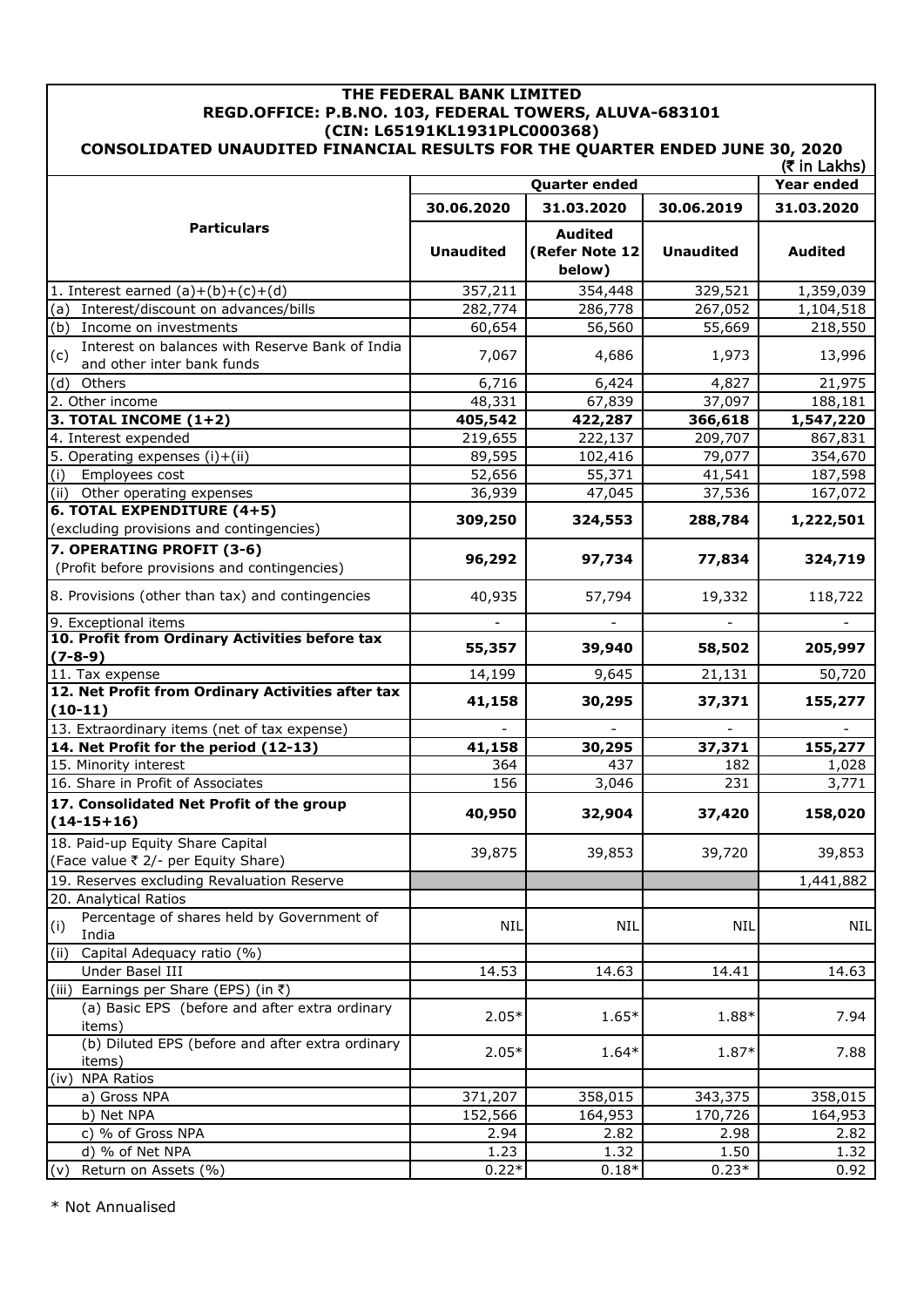**THE FEDERAL BANK LIMITED**
**REGD.OFFICE: P.B.NO. 103, FEDERAL TOWERS, ALUVA-683101**
**(CIN: L65191KL1931PLC000368)**
**CONSOLIDATED UNAUDITED FINANCIAL RESULTS FOR THE QUARTER ENDED JUNE 30, 2020**

(₹ in Lakhs)

| Particulars | Quarter ended | | | Year ended |
|---|---|---|---|---|
| | 30.06.2020 | 31.03.2020 | 30.06.2019 | 31.03.2020 |
| | Unaudited | Audited (Refer Note 12 below) | Unaudited | Audited |
| 1. Interest earned (a)+(b)+(c)+(d) | 357,211 | 354,448 | 329,521 | 1,359,039 |
| (a) Interest/discount on advances/bills | 282,774 | 286,778 | 267,052 | 1,104,518 |
| (b) Income on investments | 60,654 | 56,560 | 55,669 | 218,550 |
| (c) Interest on balances with Reserve Bank of India and other inter bank funds | 7,067 | 4,686 | 1,973 | 13,996 |
| (d) Others | 6,716 | 6,424 | 4,827 | 21,975 |
| 2. Other income | 48,331 | 67,839 | 37,097 | 188,181 |
| **3. TOTAL INCOME (1+2)** | **405,542** | **422,287** | **366,618** | **1,547,220** |
| 4. Interest expended | 219,655 | 222,137 | 209,707 | 867,831 |
| 5. Operating expenses (i)+(ii) | 89,595 | 102,416 | 79,077 | 354,670 |
| (i) Employees cost | 52,656 | 55,371 | 41,541 | 187,598 |
| (ii) Other operating expenses | 36,939 | 47,045 | 37,536 | 167,072 |
| **6. TOTAL EXPENDITURE (4+5)** (excluding provisions and contingencies) | **309,250** | **324,553** | **288,784** | **1,222,501** |
| **7. OPERATING PROFIT (3-6)** (Profit before provisions and contingencies) | **96,292** | **97,734** | **77,834** | **324,719** |
| 8. Provisions (other than tax) and contingencies | 40,935 | 57,794 | 19,332 | 118,722 |
| 9. Exceptional items | - | - | - | - |
| **10. Profit from Ordinary Activities before tax (7-8-9)** | **55,357** | **39,940** | **58,502** | **205,997** |
| 11. Tax expense | 14,199 | 9,645 | 21,131 | 50,720 |
| **12. Net Profit from Ordinary Activities after tax (10-11)** | **41,158** | **30,295** | **37,371** | **155,277** |
| 13. Extraordinary items (net of tax expense) | - | - | - | - |
| **14. Net Profit for the period (12-13)** | **41,158** | **30,295** | **37,371** | **155,277** |
| 15. Minority interest | 364 | 437 | 182 | 1,028 |
| 16. Share in Profit of Associates | 156 | 3,046 | 231 | 3,771 |
| **17. Consolidated Net Profit of the group (14-15+16)** | **40,950** | **32,904** | **37,420** | **158,020** |
| 18. Paid-up Equity Share Capital (Face value ₹ 2/- per Equity Share) | 39,875 | 39,853 | 39,720 | 39,853 |
| 19. Reserves excluding Revaluation Reserve | | | | 1,441,882 |
| 20. Analytical Ratios | | | | |
| (i) Percentage of shares held by Government of India | NIL | NIL | NIL | NIL |
| (ii) Capital Adequacy ratio (%) | | | | |
| Under Basel III | 14.53 | 14.63 | 14.41 | 14.63 |
| (iii) Earnings per Share (EPS) (in ₹) | | | | |
| (a) Basic EPS (before and after extra ordinary items) | 2.05* | 1.65* | 1.88* | 7.94 |
| (b) Diluted EPS (before and after extra ordinary items) | 2.05* | 1.64* | 1.87* | 7.88 |
| (iv) NPA Ratios | | | | |
| a) Gross NPA | 371,207 | 358,015 | 343,375 | 358,015 |
| b) Net NPA | 152,566 | 164,953 | 170,726 | 164,953 |
| c) % of Gross NPA | 2.94 | 2.82 | 2.98 | 2.82 |
| d) % of Net NPA | 1.23 | 1.32 | 1.50 | 1.32 |
| (v) Return on Assets (%) | 0.22* | 0.18* | 0.23* | 0.92 |

\* Not Annualised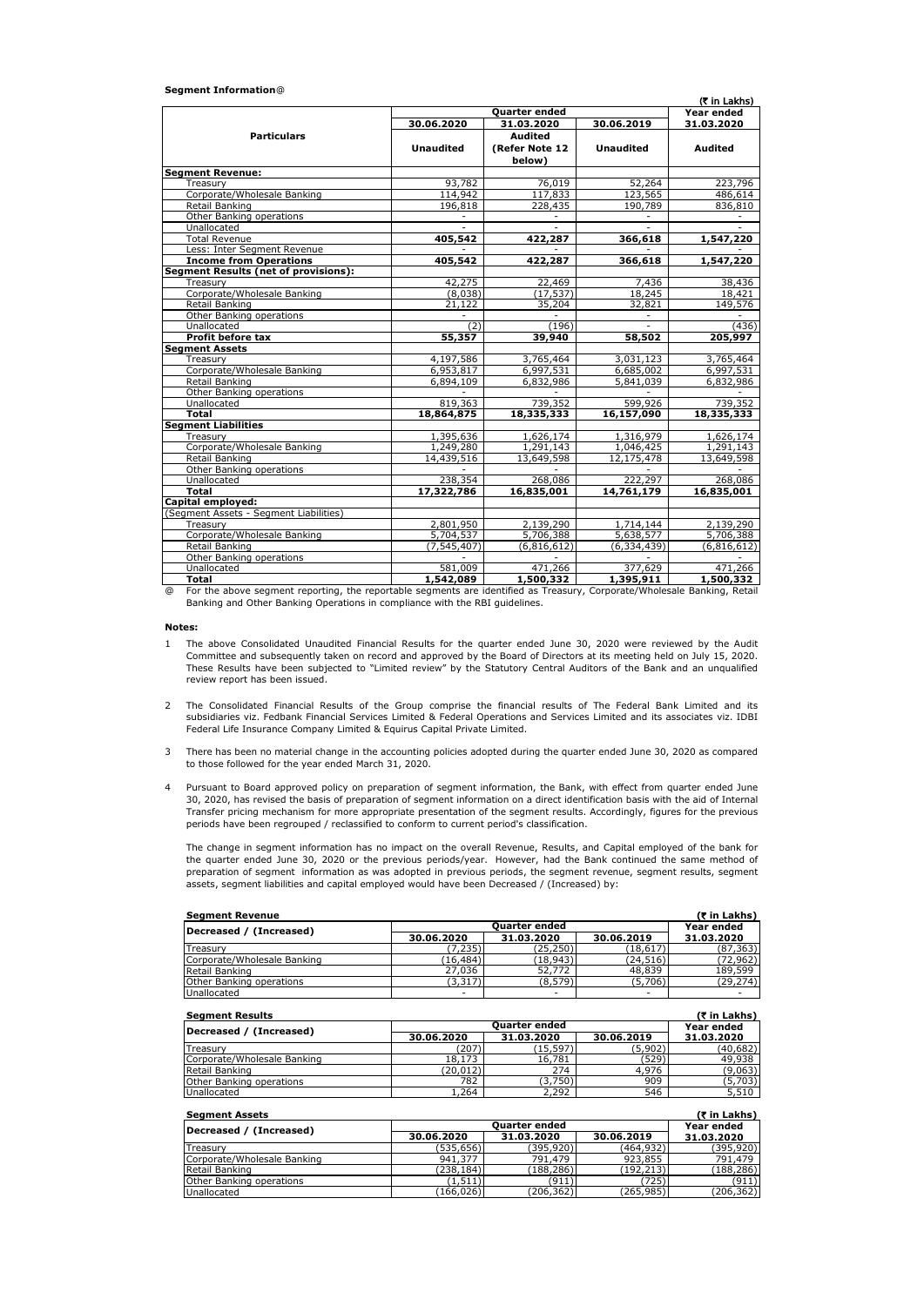**Segment Information@**

(₹ in Lakhs)

| Particulars | Quarter ended | | | Year ended |
|---|---|---|---|---|
| | 30.06.2020 | 31.03.2020 | 30.06.2019 | 31.03.2020 |
| | Unaudited | Audited (Refer Note 12 below) | Unaudited | Audited |
| **Segment Revenue:** | | | | |
| Treasury | 93,782 | 76,019 | 52,264 | 223,796 |
| Corporate/Wholesale Banking | 114,942 | 117,833 | 123,565 | 486,614 |
| Retail Banking | 196,818 | 228,435 | 190,789 | 836,810 |
| Other Banking operations | - | - | - | - |
| Unallocated | - | - | - | - |
| Total Revenue | **405,542** | **422,287** | **366,618** | **1,547,220** |
| Less: Inter Segment Revenue | - | - | - | - |
| **Income from Operations** | **405,542** | **422,287** | **366,618** | **1,547,220** |
| **Segment Results (net of provisions):** | | | | |
| Treasury | 42,275 | 22,469 | 7,436 | 38,436 |
| Corporate/Wholesale Banking | (8,038) | (17,537) | 18,245 | 18,421 |
| Retail Banking | 21,122 | 35,204 | 32,821 | 149,576 |
| Other Banking operations | - | - | - | - |
| Unallocated | (2) | (196) | - | (436) |
| **Profit before tax** | **55,357** | **39,940** | **58,502** | **205,997** |
| **Segment Assets** | | | | |
| Treasury | 4,197,586 | 3,765,464 | 3,031,123 | 3,765,464 |
| Corporate/Wholesale Banking | 6,953,817 | 6,997,531 | 6,685,002 | 6,997,531 |
| Retail Banking | 6,894,109 | 6,832,986 | 5,841,039 | 6,832,986 |
| Other Banking operations | - | - | - | - |
| Unallocated | 819,363 | 739,352 | 599,926 | 739,352 |
| **Total** | **18,864,875** | **18,335,333** | **16,157,090** | **18,335,333** |
| **Segment Liabilities** | | | | |
| Treasury | 1,395,636 | 1,626,174 | 1,316,979 | 1,626,174 |
| Corporate/Wholesale Banking | 1,249,280 | 1,291,143 | 1,046,425 | 1,291,143 |
| Retail Banking | 14,439,516 | 13,649,598 | 12,175,478 | 13,649,598 |
| Other Banking operations | - | - | - | - |
| Unallocated | 238,354 | 268,086 | 222,297 | 268,086 |
| **Total** | **17,322,786** | **16,835,001** | **14,761,179** | **16,835,001** |
| **Capital employed:** | | | | |
| (Segment Assets - Segment Liabilities) | | | | |
| Treasury | 2,801,950 | 2,139,290 | 1,714,144 | 2,139,290 |
| Corporate/Wholesale Banking | 5,704,537 | 5,706,388 | 5,638,577 | 5,706,388 |
| Retail Banking | (7,545,407) | (6,816,612) | (6,334,439) | (6,816,612) |
| Other Banking operations | - | - | - | - |
| Unallocated | 581,009 | 471,266 | 377,629 | 471,266 |
| **Total** | **1,542,089** | **1,500,332** | **1,395,911** | **1,500,332** |

@ For the above segment reporting, the reportable segments are identified as Treasury, Corporate/Wholesale Banking, Retail Banking and Other Banking Operations in compliance with the RBI guidelines.

**Notes:**

1. The above Consolidated Unaudited Financial Results for the quarter ended June 30, 2020 were reviewed by the Audit Committee and subsequently taken on record and approved by the Board of Directors at its meeting held on July 15, 2020. These Results have been subjected to "Limited review" by the Statutory Central Auditors of the Bank and an unqualified review report has been issued.

2. The Consolidated Financial Results of the Group comprise the financial results of The Federal Bank Limited and its subsidiaries viz. Fedbank Financial Services Limited & Federal Operations and Services Limited and its associates viz. IDBI Federal Life Insurance Company Limited & Equirus Capital Private Limited.

3. There has been no material change in the accounting policies adopted during the quarter ended June 30, 2020 as compared to those followed for the year ended March 31, 2020.

4. Pursuant to Board approved policy on preparation of segment information, the Bank, with effect from quarter ended June 30, 2020, has revised the basis of preparation of segment information on a direct identification basis with the aid of Internal Transfer pricing mechanism for more appropriate presentation of the segment results. Accordingly, figures for the previous periods have been regrouped / reclassified to conform to current period's classification.

   The change in segment information has no impact on the overall Revenue, Results, and Capital employed of the bank for the quarter ended June 30, 2020 or the previous periods/year. However, had the Bank continued the same method of preparation of segment information as was adopted in previous periods, the segment revenue, segment results, segment assets, segment liabilities and capital employed would have been Decreased / (Increased) by:

**Segment Revenue** (₹ in Lakhs)

| Decreased / (Increased) | Quarter ended | | | Year ended |
|---|---|---|---|---|
| | 30.06.2020 | 31.03.2020 | 30.06.2019 | 31.03.2020 |
| Treasury | (7,235) | (25,250) | (18,617) | (87,363) |
| Corporate/Wholesale Banking | (16,484) | (18,943) | (24,516) | (72,962) |
| Retail Banking | 27,036 | 52,772 | 48,839 | 189,599 |
| Other Banking operations | (3,317) | (8,579) | (5,706) | (29,274) |
| Unallocated | - | - | - | - |

**Segment Results** (₹ in Lakhs)

| Decreased / (Increased) | Quarter ended | | | Year ended |
|---|---|---|---|---|
| | 30.06.2020 | 31.03.2020 | 30.06.2019 | 31.03.2020 |
| Treasury | (207) | (15,597) | (5,902) | (40,682) |
| Corporate/Wholesale Banking | 18,173 | 16,781 | (529) | 49,938 |
| Retail Banking | (20,012) | 274 | 4,976 | (9,063) |
| Other Banking operations | 782 | (3,750) | 909 | (5,703) |
| Unallocated | 1,264 | 2,292 | 546 | 5,510 |

**Segment Assets** (₹ in Lakhs)

| Decreased / (Increased) | Quarter ended | | | Year ended |
|---|---|---|---|---|
| | 30.06.2020 | 31.03.2020 | 30.06.2019 | 31.03.2020 |
| Treasury | (535,656) | (395,920) | (464,932) | (395,920) |
| Corporate/Wholesale Banking | 941,377 | 791,479 | 923,855 | 791,479 |
| Retail Banking | (238,184) | (188,286) | (192,213) | (188,286) |
| Other Banking operations | (1,511) | (911) | (725) | (911) |
| Unallocated | (166,026) | (206,362) | (265,985) | (206,362) |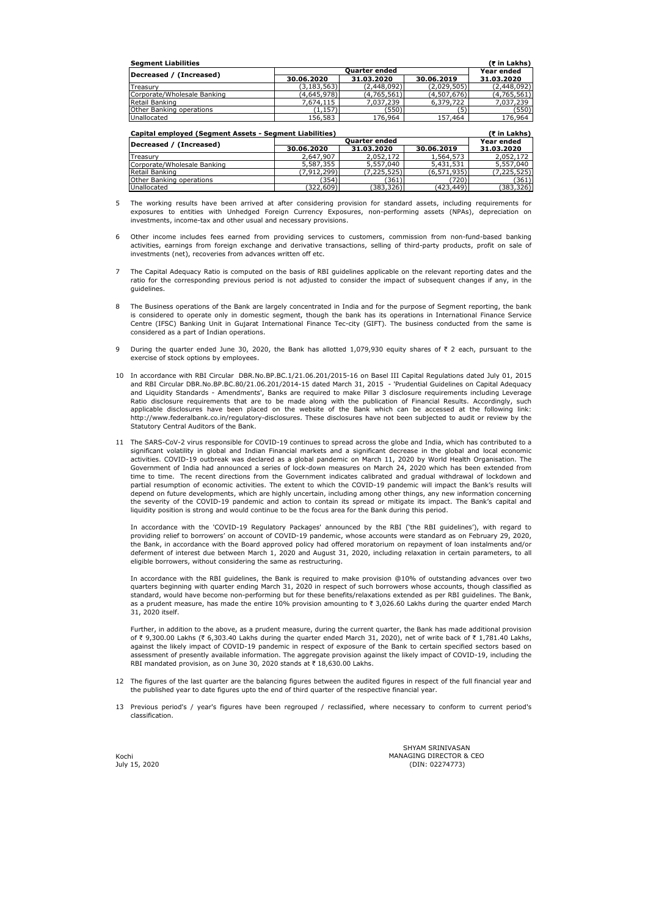**Segment Liabilities** **(₹ in Lakhs)**

| Decreased / (Increased) | Quarter ended | | | Year ended |
|---|---|---|---|---|
| | 30.06.2020 | 31.03.2020 | 30.06.2019 | 31.03.2020 |
| Treasury | (3,183,563) | (2,448,092) | (2,029,505) | (2,448,092) |
| Corporate/Wholesale Banking | (4,645,978) | (4,765,561) | (4,507,676) | (4,765,561) |
| Retail Banking | 7,674,115 | 7,037,239 | 6,379,722 | 7,037,239 |
| Other Banking operations | (1,157) | (550) | (5) | (550) |
| Unallocated | 156,583 | 176,964 | 157,464 | 176,964 |

**Capital employed (Segment Assets - Segment Liabilities)** **(₹ in Lakhs)**

| Decreased / (Increased) | Quarter ended | | | Year ended |
|---|---|---|---|---|
| | 30.06.2020 | 31.03.2020 | 30.06.2019 | 31.03.2020 |
| Treasury | 2,647,907 | 2,052,172 | 1,564,573 | 2,052,172 |
| Corporate/Wholesale Banking | 5,587,355 | 5,557,040 | 5,431,531 | 5,557,040 |
| Retail Banking | (7,912,299) | (7,225,525) | (6,571,935) | (7,225,525) |
| Other Banking operations | (354) | (361) | (720) | (361) |
| Unallocated | (322,609) | (383,326) | (423,449) | (383,326) |

5 The working results have been arrived at after considering provision for standard assets, including requirements for exposures to entities with Unhedged Foreign Currency Exposures, non-performing assets (NPAs), depreciation on investments, income-tax and other usual and necessary provisions.

6 Other income includes fees earned from providing services to customers, commission from non-fund-based banking activities, earnings from foreign exchange and derivative transactions, selling of third-party products, profit on sale of investments (net), recoveries from advances written off etc.

7 The Capital Adequacy Ratio is computed on the basis of RBI guidelines applicable on the relevant reporting dates and the ratio for the corresponding previous period is not adjusted to consider the impact of subsequent changes if any, in the guidelines.

8 The Business operations of the Bank are largely concentrated in India and for the purpose of Segment reporting, the bank is considered to operate only in domestic segment, though the bank has its operations in International Finance Service Centre (IFSC) Banking Unit in Gujarat International Finance Tec-city (GIFT). The business conducted from the same is considered as a part of Indian operations.

9 During the quarter ended June 30, 2020, the Bank has allotted 1,079,930 equity shares of ₹ 2 each, pursuant to the exercise of stock options by employees.

10 In accordance with RBI Circular DBR.No.BP.BC.1/21.06.201/2015-16 on Basel III Capital Regulations dated July 01, 2015 and RBI Circular DBR.No.BP.BC.80/21.06.201/2014-15 dated March 31, 2015 - 'Prudential Guidelines on Capital Adequacy and Liquidity Standards - Amendments', Banks are required to make Pillar 3 disclosure requirements including Leverage Ratio disclosure requirements that are to be made along with the publication of Financial Results. Accordingly, such applicable disclosures have been placed on the website of the Bank which can be accessed at the following link: http://www.federalbank.co.in/regulatory-disclosures. These disclosures have not been subjected to audit or review by the Statutory Central Auditors of the Bank.

11 The SARS-CoV-2 virus responsible for COVID-19 continues to spread across the globe and India, which has contributed to a significant volatility in global and Indian Financial markets and a significant decrease in the global and local economic activities. COVID-19 outbreak was declared as a global pandemic on March 11, 2020 by World Health Organisation. The Government of India had announced a series of lock-down measures on March 24, 2020 which has been extended from time to time. The recent directions from the Government indicates calibrated and gradual withdrawal of lockdown and partial resumption of economic activities. The extent to which the COVID-19 pandemic will impact the Bank's results will depend on future developments, which are highly uncertain, including among other things, any new information concerning the severity of the COVID-19 pandemic and action to contain its spread or mitigate its impact. The Bank's capital and liquidity position is strong and would continue to be the focus area for the Bank during this period.

In accordance with the 'COVID-19 Regulatory Packages' announced by the RBI ('the RBI guidelines'), with regard to providing relief to borrowers' on account of COVID-19 pandemic, whose accounts were standard as on February 29, 2020, the Bank, in accordance with the Board approved policy had offered moratorium on repayment of loan instalments and/or deferment of interest due between March 1, 2020 and August 31, 2020, including relaxation in certain parameters, to all eligible borrowers, without considering the same as restructuring.

In accordance with the RBI guidelines, the Bank is required to make provision @10% of outstanding advances over two quarters beginning with quarter ending March 31, 2020 in respect of such borrowers whose accounts, though classified as standard, would have become non-performing but for these benefits/relaxations extended as per RBI guidelines. The Bank, as a prudent measure, has made the entire 10% provision amounting to ₹ 3,026.60 Lakhs during the quarter ended March 31, 2020 itself.

Further, in addition to the above, as a prudent measure, during the current quarter, the Bank has made additional provision of ₹ 9,300.00 Lakhs (₹ 6,303.40 Lakhs during the quarter ended March 31, 2020), net of write back of ₹ 1,781.40 Lakhs, against the likely impact of COVID-19 pandemic in respect of exposure of the Bank to certain specified sectors based on assessment of presently available information. The aggregate provision against the likely impact of COVID-19, including the RBI mandated provision, as on June 30, 2020 stands at ₹ 18,630.00 Lakhs.

12 The figures of the last quarter are the balancing figures between the audited figures in respect of the full financial year and the published year to date figures upto the end of third quarter of the respective financial year.

13 Previous period's / year's figures have been regrouped / reclassified, where necessary to conform to current period's classification.

Kochi
July 15, 2020

SHYAM SRINIVASAN
MANAGING DIRECTOR & CEO
(DIN: 02274773)